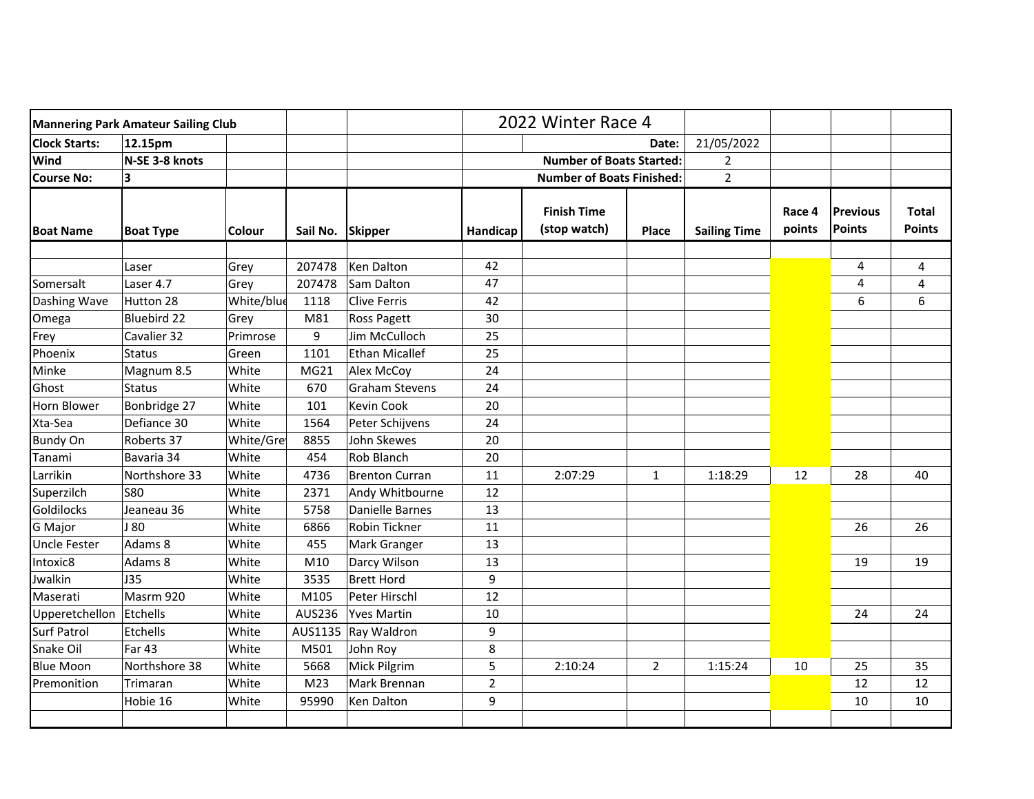| Mannering Park Amateur Sailing Club | | | | | 2022 Winter Race 4 | | | | | | |
|---|---|---|---|---|---|---|---|---|---|---|---|
| Clock Starts: | 12.15pm | | | | | | Date: | 21/05/2022 | | | |
| Wind | N-SE 3-8 knots | | | | | Number of Boats Started: | | 2 | | | |
| Course No: | 3 | | | | | Number of Boats Finished: | | 2 | | | |
| **Boat Name** | **Boat Type** | **Colour** | **Sail No.** | **Skipper** | **Handicap** | **Finish Time (stop watch)** | **Place** | **Sailing Time** | **Race 4 points** | **Previous Points** | **Total Points** |
| | | | | | | | | | | | |
| | Laser | Grey | 207478 | Ken Dalton | 42 | | | | | 4 | 4 |
| Somersalt | Laser 4.7 | Grey | 207478 | Sam Dalton | 47 | | | | | 4 | 4 |
| Dashing Wave | Hutton 28 | White/blue | 1118 | Clive Ferris | 42 | | | | | 6 | 6 |
| Omega | Bluebird 22 | Grey | M81 | Ross Pagett | 30 | | | | | | |
| Frey | Cavalier 32 | Primrose | 9 | Jim McCulloch | 25 | | | | | | |
| Phoenix | Status | Green | 1101 | Ethan Micallef | 25 | | | | | | |
| Minke | Magnum 8.5 | White | MG21 | Alex McCoy | 24 | | | | | | |
| Ghost | Status | White | 670 | Graham Stevens | 24 | | | | | | |
| Horn Blower | Bonbridge 27 | White | 101 | Kevin Cook | 20 | | | | | | |
| Xta-Sea | Defiance 30 | White | 1564 | Peter Schijvens | 24 | | | | | | |
| Bundy On | Roberts 37 | White/Grey | 8855 | John Skewes | 20 | | | | | | |
| Tanami | Bavaria 34 | White | 454 | Rob Blanch | 20 | | | | | | |
| Larrikin | Northshore 33 | White | 4736 | Brenton Curran | 11 | 2:07:29 | 1 | 1:18:29 | 12 | 28 | 40 |
| Superzilch | S80 | White | 2371 | Andy Whitbourne | 12 | | | | | | |
| Goldilocks | Jeaneau 36 | White | 5758 | Danielle Barnes | 13 | | | | | | |
| G Major | J 80 | White | 6866 | Robin Tickner | 11 | | | | | 26 | 26 |
| Uncle Fester | Adams 8 | White | 455 | Mark Granger | 13 | | | | | | |
| Intoxic8 | Adams 8 | White | M10 | Darcy Wilson | 13 | | | | | 19 | 19 |
| Jwalkin | J35 | White | 3535 | Brett Hord | 9 | | | | | | |
| Maserati | Masrm 920 | White | M105 | Peter Hirschl | 12 | | | | | | |
| Upperetchellon | Etchells | White | AUS236 | Yves Martin | 10 | | | | | 24 | 24 |
| Surf Patrol | Etchells | White | AUS1135 | Ray Waldron | 9 | | | | | | |
| Snake Oil | Far 43 | White | M501 | John Roy | 8 | | | | | | |
| Blue Moon | Northshore 38 | White | 5668 | Mick Pilgrim | 5 | 2:10:24 | 2 | 1:15:24 | 10 | 25 | 35 |
| Premonition | Trimaran | White | M23 | Mark Brennan | 2 | | | | | 12 | 12 |
| | Hobie 16 | White | 95990 | Ken Dalton | 9 | | | | | 10 | 10 |
| | | | | | | | | | | | |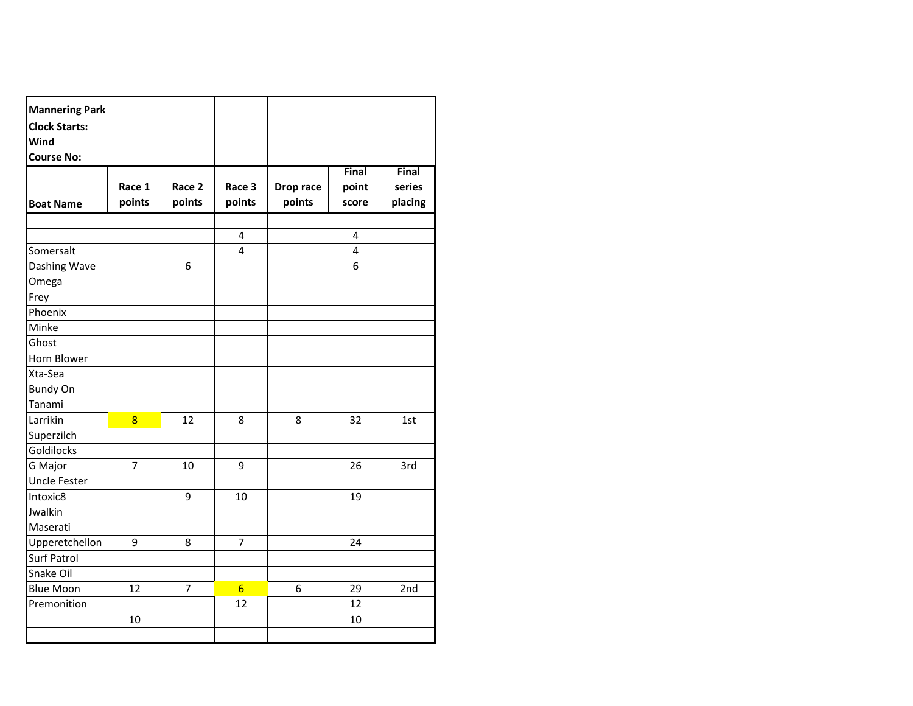| | | | | | | |
|---|---|---|---|---|---|---|
| **Mannering Park** | | | | | | |
| **Clock Starts:** | | | | | | |
| **Wind** | | | | | | |
| **Course No:** | | | | | | |
| **Boat Name** | **Race 1 points** | **Race 2 points** | **Race 3 points** | **Drop race points** | **Final point score** | **Final series placing** |
| | | | | | | |
| | | | 4 | | 4 | |
| Somersalt | | | 4 | | 4 | |
| Dashing Wave | | 6 | | | 6 | |
| Omega | | | | | | |
| Frey | | | | | | |
| Phoenix | | | | | | |
| Minke | | | | | | |
| Ghost | | | | | | |
| Horn Blower | | | | | | |
| Xta-Sea | | | | | | |
| Bundy On | | | | | | |
| Tanami | | | | | | |
| Larrikin | 8 | 12 | 8 | 8 | 32 | 1st |
| Superzilch | | | | | | |
| Goldilocks | | | | | | |
| G Major | 7 | 10 | 9 | | 26 | 3rd |
| Uncle Fester | | | | | | |
| Intoxic8 | | 9 | 10 | | 19 | |
| Jwalkin | | | | | | |
| Maserati | | | | | | |
| Upperetchellon | 9 | 8 | 7 | | 24 | |
| Surf Patrol | | | | | | |
| Snake Oil | | | | | | |
| Blue Moon | 12 | 7 | 6 | 6 | 29 | 2nd |
| Premonition | | | 12 | | 12 | |
| | 10 | | | | 10 | |
| | | | | | | |